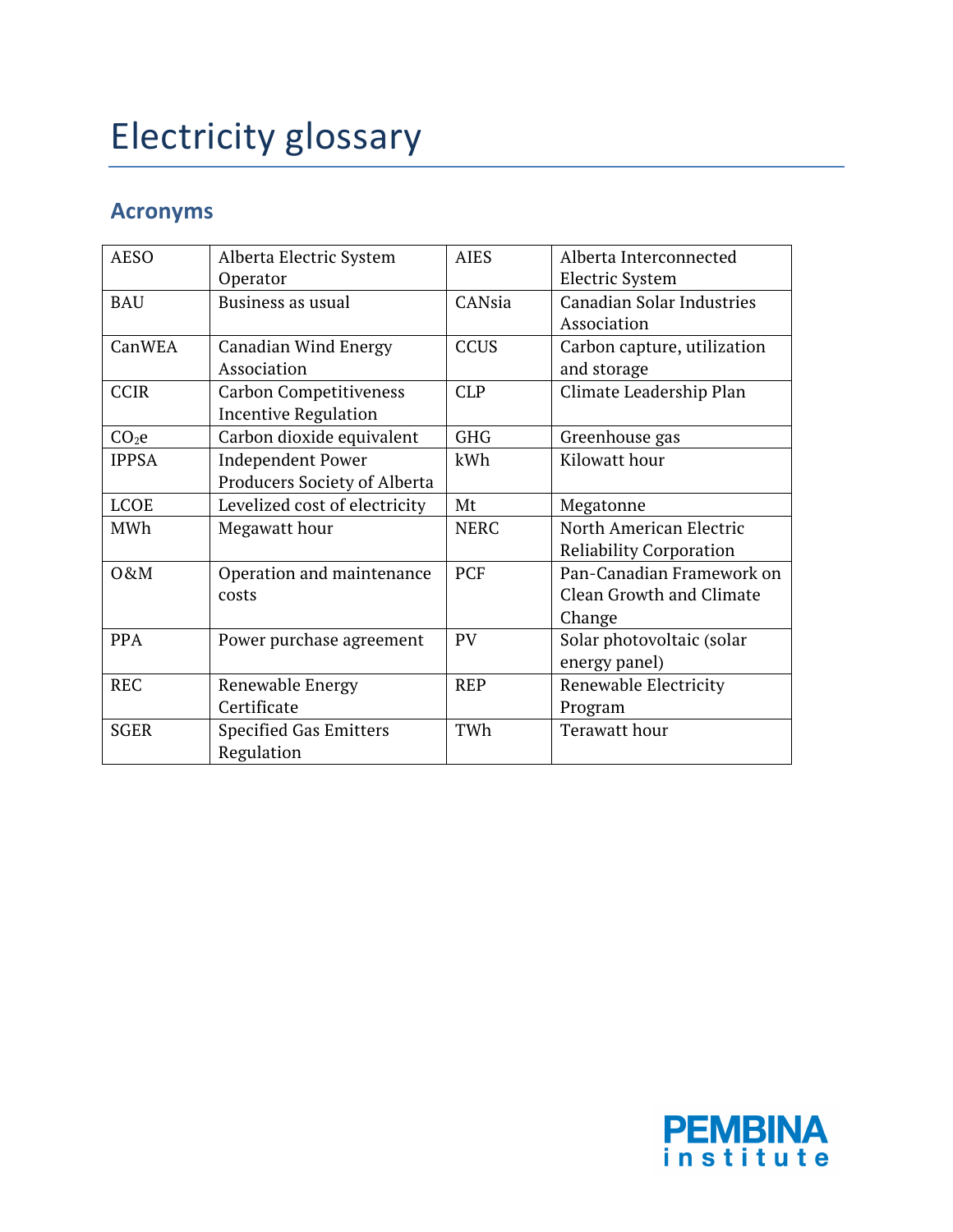# Electricity glossary

## Acronyms

| | | | |
|---|---|---|---|
| AESO | Alberta Electric System Operator | AIES | Alberta Interconnected Electric System |
| BAU | Business as usual | CANsia | Canadian Solar Industries Association |
| CanWEA | Canadian Wind Energy Association | CCUS | Carbon capture, utilization and storage |
| CCIR | Carbon Competitiveness Incentive Regulation | CLP | Climate Leadership Plan |
| $CO_2e$ | Carbon dioxide equivalent | GHG | Greenhouse gas |
| IPPSA | Independent Power Producers Society of Alberta | kWh | Kilowatt hour |
| LCOE | Levelized cost of electricity | Mt | Megatonne |
| MWh | Megawatt hour | NERC | North American Electric Reliability Corporation |
| O&M | Operation and maintenance costs | PCF | Pan-Canadian Framework on Clean Growth and Climate Change |
| PPA | Power purchase agreement | PV | Solar photovoltaic (solar energy panel) |
| REC | Renewable Energy Certificate | REP | Renewable Electricity Program |
| SGER | Specified Gas Emitters Regulation | TWh | Terawatt hour |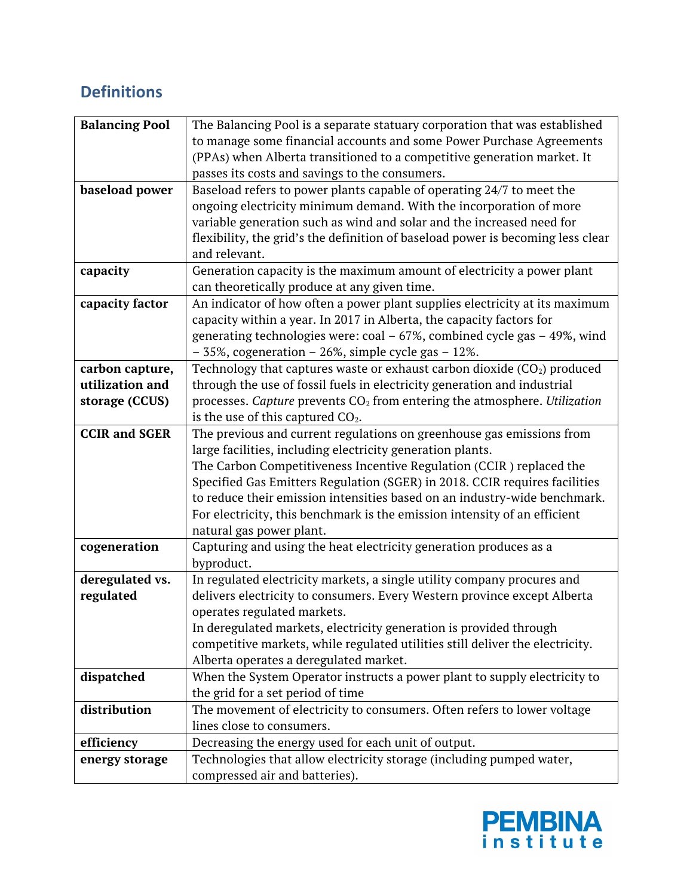## Definitions

| | |
|---|---|
| **Balancing Pool** | The Balancing Pool is a separate statuary corporation that was established to manage some financial accounts and some Power Purchase Agreements (PPAs) when Alberta transitioned to a competitive generation market. It passes its costs and savings to the consumers. |
| **baseload power** | Baseload refers to power plants capable of operating 24/7 to meet the ongoing electricity minimum demand. With the incorporation of more variable generation such as wind and solar and the increased need for flexibility, the grid's the definition of baseload power is becoming less clear and relevant. |
| **capacity** | Generation capacity is the maximum amount of electricity a power plant can theoretically produce at any given time. |
| **capacity factor** | An indicator of how often a power plant supplies electricity at its maximum capacity within a year. In 2017 in Alberta, the capacity factors for generating technologies were: coal – 67%, combined cycle gas – 49%, wind – 35%, cogeneration – 26%, simple cycle gas – 12%. |
| **carbon capture, utilization and storage (CCUS)** | Technology that captures waste or exhaust carbon dioxide ($CO_2$) produced through the use of fossil fuels in electricity generation and industrial processes. *Capture* prevents $CO_2$ from entering the atmosphere. *Utilization* is the use of this captured $CO_2$. |
| **CCIR and SGER** | The previous and current regulations on greenhouse gas emissions from large facilities, including electricity generation plants. The Carbon Competitiveness Incentive Regulation (CCIR ) replaced the Specified Gas Emitters Regulation (SGER) in 2018. CCIR requires facilities to reduce their emission intensities based on an industry-wide benchmark. For electricity, this benchmark is the emission intensity of an efficient natural gas power plant. |
| **cogeneration** | Capturing and using the heat electricity generation produces as a byproduct. |
| **deregulated vs. regulated** | In regulated electricity markets, a single utility company procures and delivers electricity to consumers. Every Western province except Alberta operates regulated markets. In deregulated markets, electricity generation is provided through competitive markets, while regulated utilities still deliver the electricity. Alberta operates a deregulated market. |
| **dispatched** | When the System Operator instructs a power plant to supply electricity to the grid for a set period of time |
| **distribution** | The movement of electricity to consumers. Often refers to lower voltage lines close to consumers. |
| **efficiency** | Decreasing the energy used for each unit of output. |
| **energy storage** | Technologies that allow electricity storage (including pumped water, compressed air and batteries). |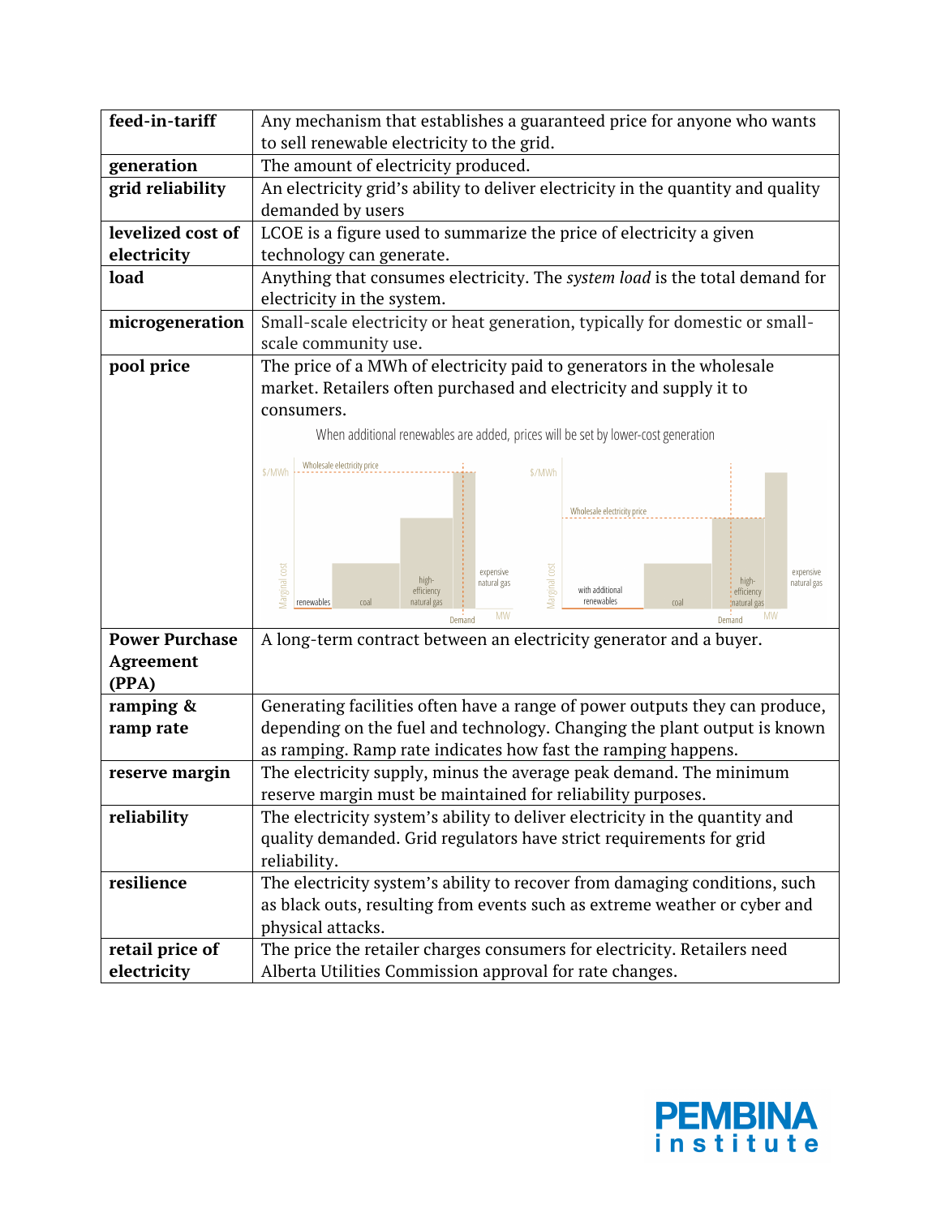| | |
|---|---|
| **feed-in-tariff** | Any mechanism that establishes a guaranteed price for anyone who wants to sell renewable electricity to the grid. |
| **generation** | The amount of electricity produced. |
| **grid reliability** | An electricity grid's ability to deliver electricity in the quantity and quality demanded by users |
| **levelized cost of electricity** | LCOE is a figure used to summarize the price of electricity a given technology can generate. |
| **load** | Anything that consumes electricity. The *system load* is the total demand for electricity in the system. |
| **microgeneration** | Small-scale electricity or heat generation, typically for domestic or small-scale community use. |
| **pool price** | The price of a MWh of electricity paid to generators in the wholesale market. Retailers often purchased and electricity and supply it to consumers. When additional renewables are added, prices will be set by lower-cost generation |
| **Power Purchase Agreement (PPA)** | A long-term contract between an electricity generator and a buyer. |
| **ramping & ramp rate** | Generating facilities often have a range of power outputs they can produce, depending on the fuel and technology. Changing the plant output is known as ramping. Ramp rate indicates how fast the ramping happens. |
| **reserve margin** | The electricity supply, minus the average peak demand. The minimum reserve margin must be maintained for reliability purposes. |
| **reliability** | The electricity system's ability to deliver electricity in the quantity and quality demanded. Grid regulators have strict requirements for grid reliability. |
| **resilience** | The electricity system's ability to recover from damaging conditions, such as black outs, resulting from events such as extreme weather or cyber and physical attacks. |
| **retail price of electricity** | The price the retailer charges consumers for electricity. Retailers need Alberta Utilities Commission approval for rate changes. |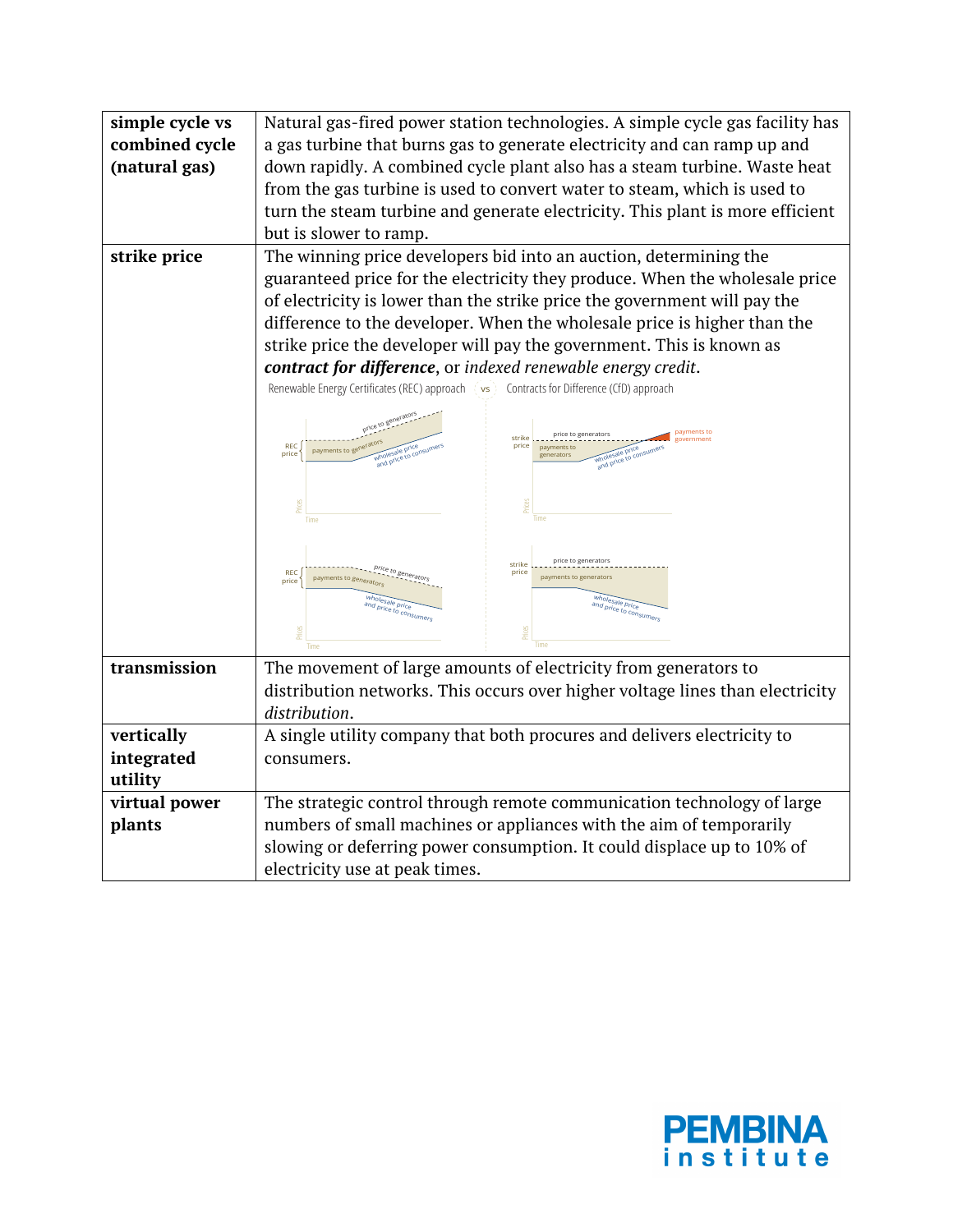| | |
|---|---|
| **simple cycle vs combined cycle (natural gas)** | Natural gas-fired power station technologies. A simple cycle gas facility has a gas turbine that burns gas to generate electricity and can ramp up and down rapidly. A combined cycle plant also has a steam turbine. Waste heat from the gas turbine is used to convert water to steam, which is used to turn the steam turbine and generate electricity. This plant is more efficient but is slower to ramp. |
| **strike price** | The winning price developers bid into an auction, determining the guaranteed price for the electricity they produce. When the wholesale price of electricity is lower than the strike price the government will pay the difference to the developer. When the wholesale price is higher than the strike price the developer will pay the government. This is known as ***contract for difference***, or *indexed renewable energy credit*. Renewable Energy Certificates (REC) approach vs Contracts for Difference (CfD) approach. REC price; price to generators; payments to generators; wholesale price and price to consumers; Prices; Time. strike price; price to generators; payments to generators; payments to government; wholesale price and price to consumers; Prices; Time. |
| **transmission** | The movement of large amounts of electricity from generators to distribution networks. This occurs over higher voltage lines than electricity *distribution*. |
| **vertically integrated utility** | A single utility company that both procures and delivers electricity to consumers. |
| **virtual power plants** | The strategic control through remote communication technology of large numbers of small machines or appliances with the aim of temporarily slowing or deferring power consumption. It could displace up to 10% of electricity use at peak times. |